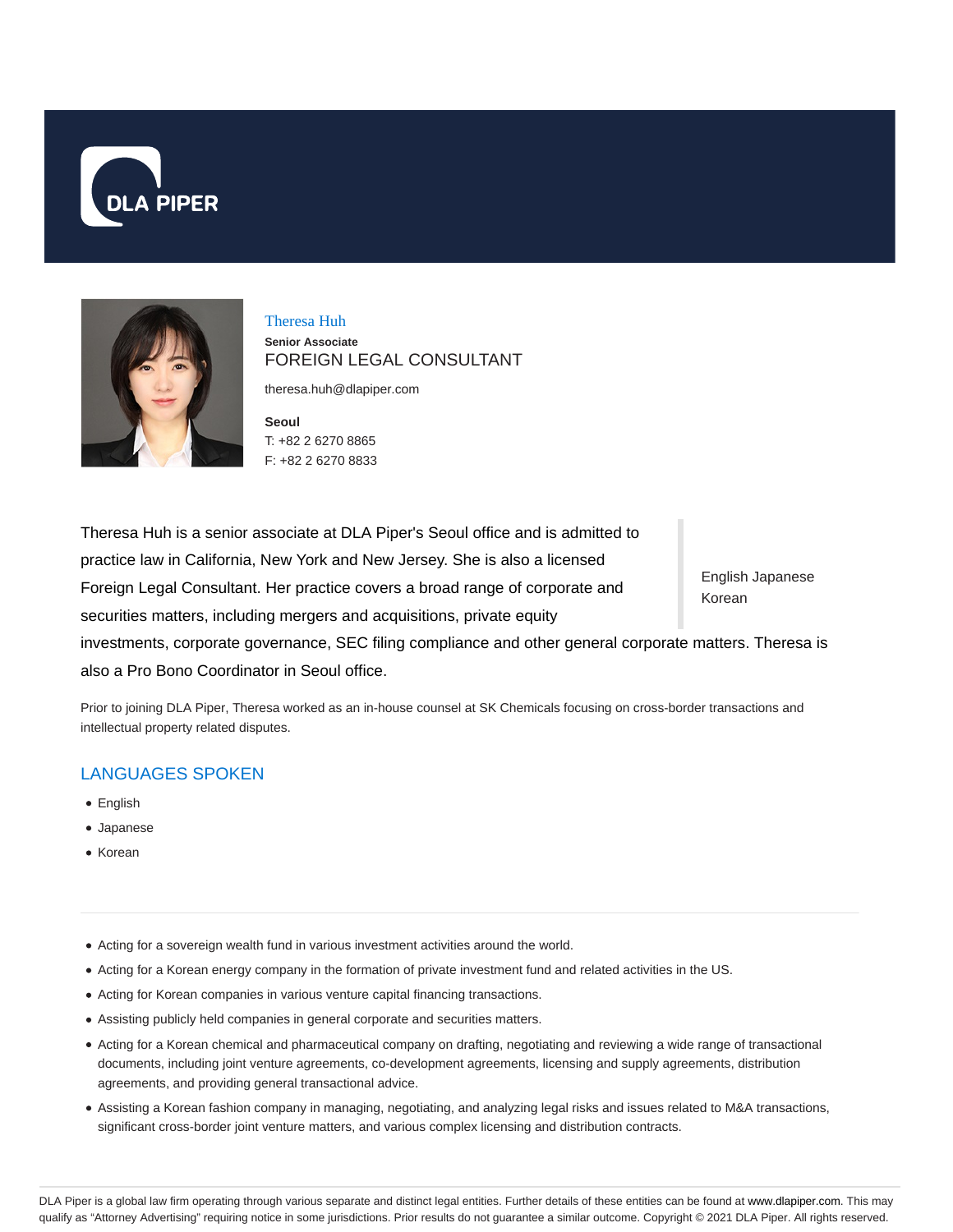# Theresa Huh

**Senior Associate**

FOREIGN LEGAL CONSULTANT

theresa.huh@dlapiper.com

**Seoul**
T: +82 2 6270 8865
F: +82 2 6270 8833

Theresa Huh is a senior associate at DLA Piper's Seoul office and is admitted to practice law in California, New York and New Jersey. She is also a licensed Foreign Legal Consultant. Her practice covers a broad range of corporate and securities matters, including mergers and acquisitions, private equity investments, corporate governance, SEC filing compliance and other general corporate matters. Theresa is also a Pro Bono Coordinator in Seoul office.

English Japanese Korean

Prior to joining DLA Piper, Theresa worked as an in-house counsel at SK Chemicals focusing on cross-border transactions and intellectual property related disputes.

## LANGUAGES SPOKEN

- English
- Japanese
- Korean

---

- Acting for a sovereign wealth fund in various investment activities around the world.
- Acting for a Korean energy company in the formation of private investment fund and related activities in the US.
- Acting for Korean companies in various venture capital financing transactions.
- Assisting publicly held companies in general corporate and securities matters.
- Acting for a Korean chemical and pharmaceutical company on drafting, negotiating and reviewing a wide range of transactional documents, including joint venture agreements, co-development agreements, licensing and supply agreements, distribution agreements, and providing general transactional advice.
- Assisting a Korean fashion company in managing, negotiating, and analyzing legal risks and issues related to M&A transactions, significant cross-border joint venture matters, and various complex licensing and distribution contracts.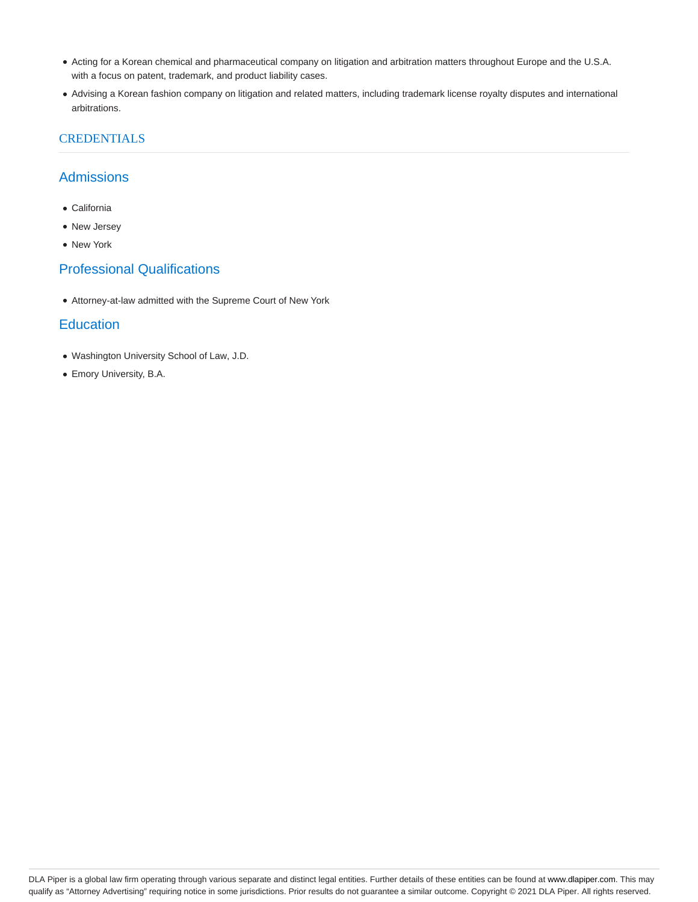- Acting for a Korean chemical and pharmaceutical company on litigation and arbitration matters throughout Europe and the U.S.A. with a focus on patent, trademark, and product liability cases.
- Advising a Korean fashion company on litigation and related matters, including trademark license royalty disputes and international arbitrations.

## CREDENTIALS

### Admissions

- California
- New Jersey
- New York

### Professional Qualifications

- Attorney-at-law admitted with the Supreme Court of New York

### Education

- Washington University School of Law, J.D.
- Emory University, B.A.

DLA Piper is a global law firm operating through various separate and distinct legal entities. Further details of these entities can be found at www.dlapiper.com. This may qualify as "Attorney Advertising" requiring notice in some jurisdictions. Prior results do not guarantee a similar outcome. Copyright © 2021 DLA Piper. All rights reserved.